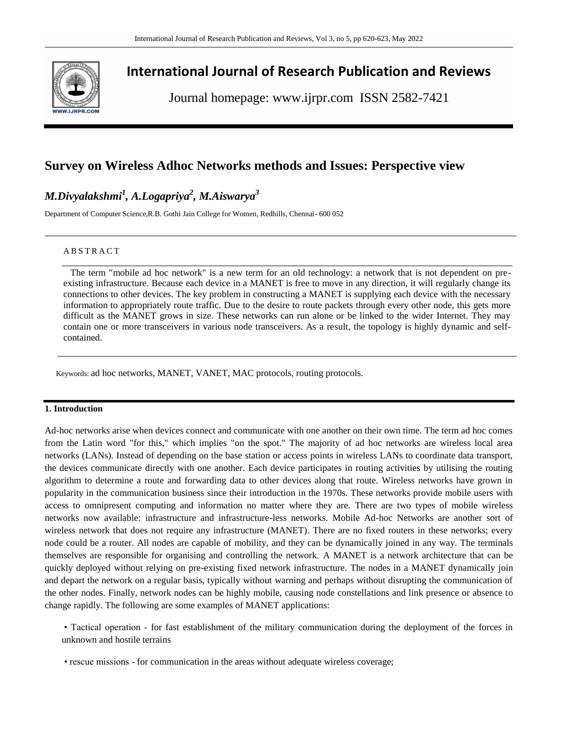# International Journal of Research Publication and Reviews

Journal homepage: www.ijrpr.com ISSN 2582-7421

## Survey on Wireless Adhoc Networks methods and Issues: Perspective view

***M.Divyalakshmi[1], A.Logapriya[2], M.Aiswarya[3]***

Department of Computer Science,R.B. Gothi Jain College for Women, Redhills, Chennai- 600 052

A B S T R A C T

The term "mobile ad hoc network" is a new term for an old technology: a network that is not dependent on pre-existing infrastructure. Because each device in a MANET is free to move in any direction, it will regularly change its connections to other devices. The key problem in constructing a MANET is supplying each device with the necessary information to appropriately route traffic. Due to the desire to route packets through every other node, this gets more difficult as the MANET grows in size. These networks can run alone or be linked to the wider Internet. They may contain one or more transceivers in various node transceivers. As a result, the topology is highly dynamic and self-contained.

Keywords: ad hoc networks, MANET, VANET, MAC protocols, routing protocols.

### 1. Introduction

Ad-hoc networks arise when devices connect and communicate with one another on their own time. The term ad hoc comes from the Latin word "for this," which implies "on the spot." The majority of ad hoc networks are wireless local area networks (LANs). Instead of depending on the base station or access points in wireless LANs to coordinate data transport, the devices communicate directly with one another. Each device participates in routing activities by utilising the routing algorithm to determine a route and forwarding data to other devices along that route. Wireless networks have grown in popularity in the communication business since their introduction in the 1970s. These networks provide mobile users with access to omnipresent computing and information no matter where they are. There are two types of mobile wireless networks now available: infrastructure and infrastructure-less networks. Mobile Ad-hoc Networks are another sort of wireless network that does not require any infrastructure (MANET). There are no fixed routers in these networks; every node could be a router. All nodes are capable of mobility, and they can be dynamically joined in any way. The terminals themselves are responsible for organising and controlling the network. A MANET is a network architecture that can be quickly deployed without relying on pre-existing fixed network infrastructure. The nodes in a MANET dynamically join and depart the network on a regular basis, typically without warning and perhaps without disrupting the communication of the other nodes. Finally, network nodes can be highly mobile, causing node constellations and link presence or absence to change rapidly. The following are some examples of MANET applications:

- Tactical operation - for fast establishment of the military communication during the deployment of the forces in unknown and hostile terrains
- rescue missions - for communication in the areas without adequate wireless coverage;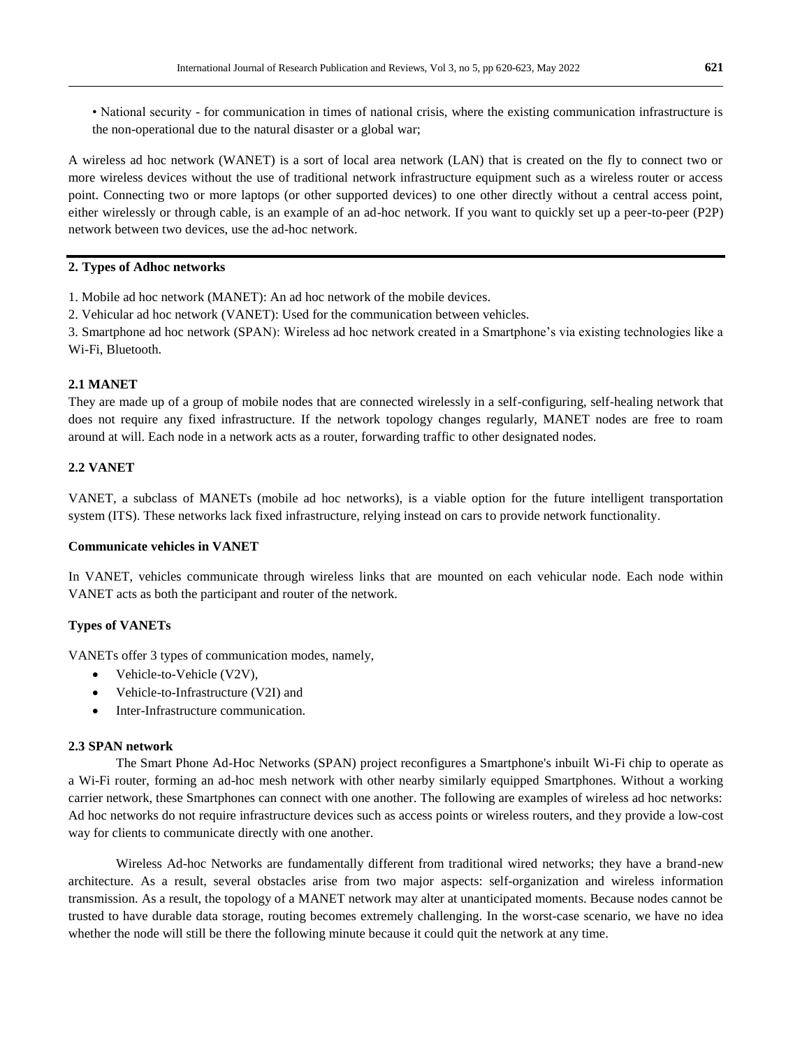- National security - for communication in times of national crisis, where the existing communication infrastructure is the non-operational due to the natural disaster or a global war;

A wireless ad hoc network (WANET) is a sort of local area network (LAN) that is created on the fly to connect two or more wireless devices without the use of traditional network infrastructure equipment such as a wireless router or access point. Connecting two or more laptops (or other supported devices) to one other directly without a central access point, either wirelessly or through cable, is an example of an ad-hoc network. If you want to quickly set up a peer-to-peer (P2P) network between two devices, use the ad-hoc network.

## 2. Types of Adhoc networks

1. Mobile ad hoc network (MANET): An ad hoc network of the mobile devices.
2. Vehicular ad hoc network (VANET): Used for the communication between vehicles.
3. Smartphone ad hoc network (SPAN): Wireless ad hoc network created in a Smartphone's via existing technologies like a Wi-Fi, Bluetooth.

### 2.1 MANET

They are made up of a group of mobile nodes that are connected wirelessly in a self-configuring, self-healing network that does not require any fixed infrastructure. If the network topology changes regularly, MANET nodes are free to roam around at will. Each node in a network acts as a router, forwarding traffic to other designated nodes.

### 2.2 VANET

VANET, a subclass of MANETs (mobile ad hoc networks), is a viable option for the future intelligent transportation system (ITS). These networks lack fixed infrastructure, relying instead on cars to provide network functionality.

**Communicate vehicles in VANET**

In VANET, vehicles communicate through wireless links that are mounted on each vehicular node. Each node within VANET acts as both the participant and router of the network.

**Types of VANETs**

VANETs offer 3 types of communication modes, namely,

- Vehicle-to-Vehicle (V2V),
- Vehicle-to-Infrastructure (V2I) and
- Inter-Infrastructure communication.

### 2.3 SPAN network

The Smart Phone Ad-Hoc Networks (SPAN) project reconfigures a Smartphone's inbuilt Wi-Fi chip to operate as a Wi-Fi router, forming an ad-hoc mesh network with other nearby similarly equipped Smartphones. Without a working carrier network, these Smartphones can connect with one another. The following are examples of wireless ad hoc networks: Ad hoc networks do not require infrastructure devices such as access points or wireless routers, and they provide a low-cost way for clients to communicate directly with one another.

Wireless Ad-hoc Networks are fundamentally different from traditional wired networks; they have a brand-new architecture. As a result, several obstacles arise from two major aspects: self-organization and wireless information transmission. As a result, the topology of a MANET network may alter at unanticipated moments. Because nodes cannot be trusted to have durable data storage, routing becomes extremely challenging. In the worst-case scenario, we have no idea whether the node will still be there the following minute because it could quit the network at any time.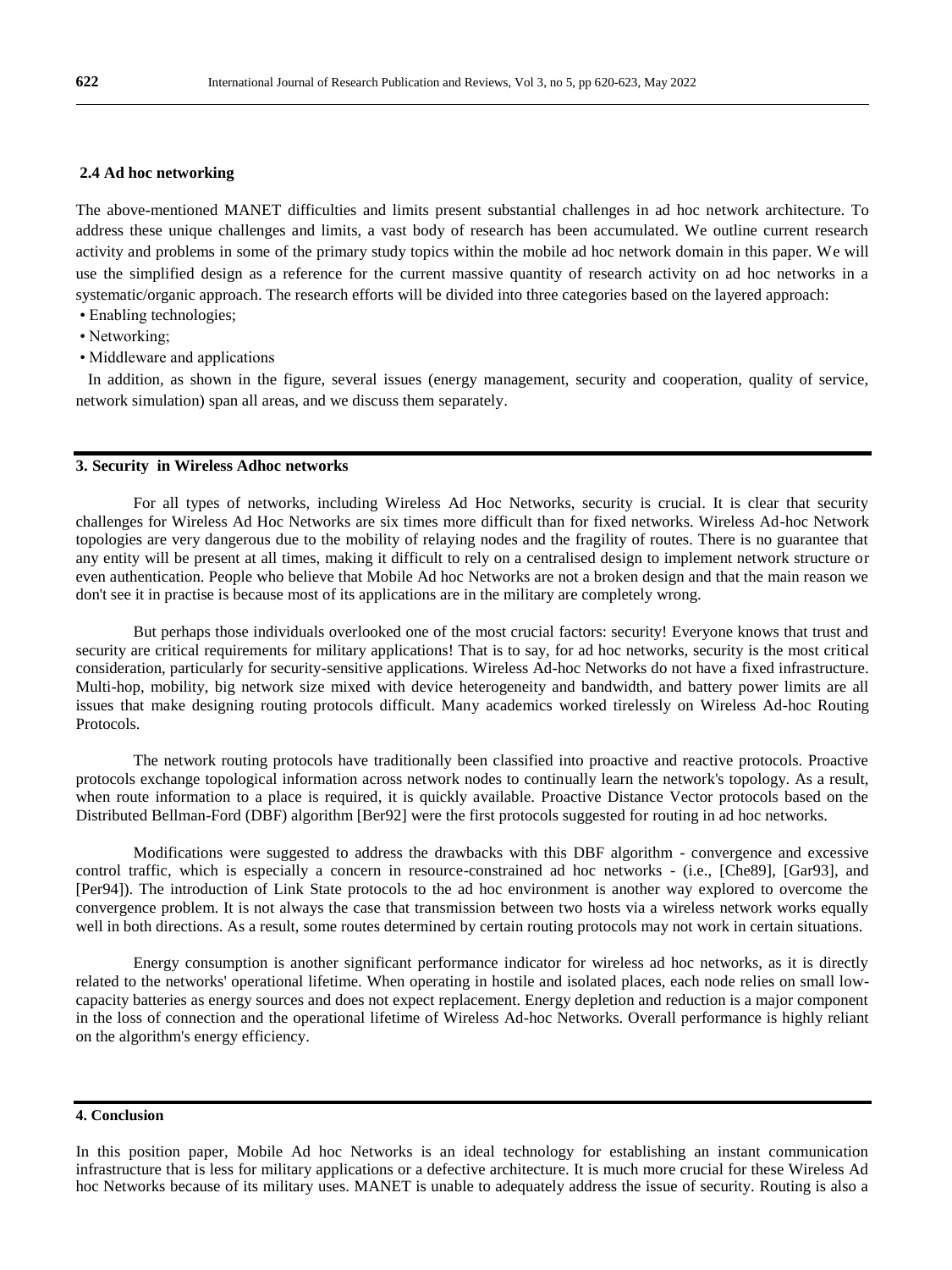### 2.4 Ad hoc networking

The above-mentioned MANET difficulties and limits present substantial challenges in ad hoc network architecture. To address these unique challenges and limits, a vast body of research has been accumulated. We outline current research activity and problems in some of the primary study topics within the mobile ad hoc network domain in this paper. We will use the simplified design as a reference for the current massive quantity of research activity on ad hoc networks in a systematic/organic approach. The research efforts will be divided into three categories based on the layered approach:

- Enabling technologies;
- Networking;
- Middleware and applications

In addition, as shown in the figure, several issues (energy management, security and cooperation, quality of service, network simulation) span all areas, and we discuss them separately.

## 3. Security in Wireless Adhoc networks

For all types of networks, including Wireless Ad Hoc Networks, security is crucial. It is clear that security challenges for Wireless Ad Hoc Networks are six times more difficult than for fixed networks. Wireless Ad-hoc Network topologies are very dangerous due to the mobility of relaying nodes and the fragility of routes. There is no guarantee that any entity will be present at all times, making it difficult to rely on a centralised design to implement network structure or even authentication. People who believe that Mobile Ad hoc Networks are not a broken design and that the main reason we don't see it in practise is because most of its applications are in the military are completely wrong.

But perhaps those individuals overlooked one of the most crucial factors: security! Everyone knows that trust and security are critical requirements for military applications! That is to say, for ad hoc networks, security is the most critical consideration, particularly for security-sensitive applications. Wireless Ad-hoc Networks do not have a fixed infrastructure. Multi-hop, mobility, big network size mixed with device heterogeneity and bandwidth, and battery power limits are all issues that make designing routing protocols difficult. Many academics worked tirelessly on Wireless Ad-hoc Routing Protocols.

The network routing protocols have traditionally been classified into proactive and reactive protocols. Proactive protocols exchange topological information across network nodes to continually learn the network's topology. As a result, when route information to a place is required, it is quickly available. Proactive Distance Vector protocols based on the Distributed Bellman-Ford (DBF) algorithm [Ber92] were the first protocols suggested for routing in ad hoc networks.

Modifications were suggested to address the drawbacks with this DBF algorithm - convergence and excessive control traffic, which is especially a concern in resource-constrained ad hoc networks - (i.e., [Che89], [Gar93], and [Per94]). The introduction of Link State protocols to the ad hoc environment is another way explored to overcome the convergence problem. It is not always the case that transmission between two hosts via a wireless network works equally well in both directions. As a result, some routes determined by certain routing protocols may not work in certain situations.

Energy consumption is another significant performance indicator for wireless ad hoc networks, as it is directly related to the networks' operational lifetime. When operating in hostile and isolated places, each node relies on small low-capacity batteries as energy sources and does not expect replacement. Energy depletion and reduction is a major component in the loss of connection and the operational lifetime of Wireless Ad-hoc Networks. Overall performance is highly reliant on the algorithm's energy efficiency.

## 4. Conclusion

In this position paper, Mobile Ad hoc Networks is an ideal technology for establishing an instant communication infrastructure that is less for military applications or a defective architecture. It is much more crucial for these Wireless Ad hoc Networks because of its military uses. MANET is unable to adequately address the issue of security. Routing is also a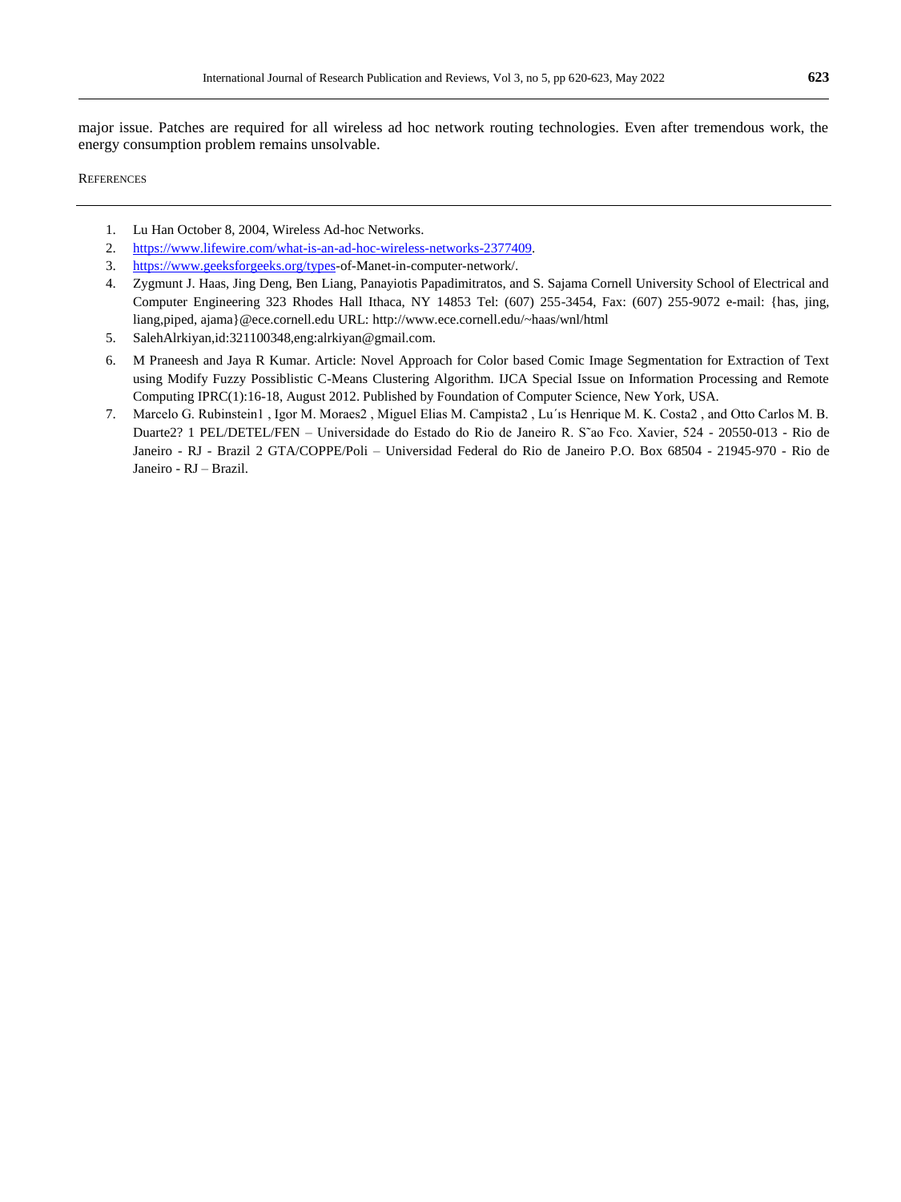major issue. Patches are required for all wireless ad hoc network routing technologies. Even after tremendous work, the energy consumption problem remains unsolvable.

## REFERENCES

1. Lu Han October 8, 2004, Wireless Ad-hoc Networks.
2. https://www.lifewire.com/what-is-an-ad-hoc-wireless-networks-2377409.
3. https://www.geeksforgeeks.org/types-of-Manet-in-computer-network/.
4. Zygmunt J. Haas, Jing Deng, Ben Liang, Panayiotis Papadimitratos, and S. Sajama Cornell University School of Electrical and Computer Engineering 323 Rhodes Hall Ithaca, NY 14853 Tel: (607) 255-3454, Fax: (607) 255-9072 e-mail: {has, jing, liang,piped, ajama}@ece.cornell.edu URL: http://www.ece.cornell.edu/~haas/wnl/html
5. SalehAlrkiyan,id:321100348,eng:alrkiyan@gmail.com.
6. M Praneesh and Jaya R Kumar. Article: Novel Approach for Color based Comic Image Segmentation for Extraction of Text using Modify Fuzzy Possiblistic C-Means Clustering Algorithm. IJCA Special Issue on Information Processing and Remote Computing IPRC(1):16-18, August 2012. Published by Foundation of Computer Science, New York, USA.
7. Marcelo G. Rubinstein1 , Igor M. Moraes2 , Miguel Elias M. Campista2 , Lu´ıs Henrique M. K. Costa2 , and Otto Carlos M. B. Duarte2? 1 PEL/DETEL/FEN – Universidade do Estado do Rio de Janeiro R. S˜ao Fco. Xavier, 524 - 20550-013 - Rio de Janeiro - RJ - Brazil 2 GTA/COPPE/Poli – Universidad Federal do Rio de Janeiro P.O. Box 68504 - 21945-970 - Rio de Janeiro - RJ – Brazil.